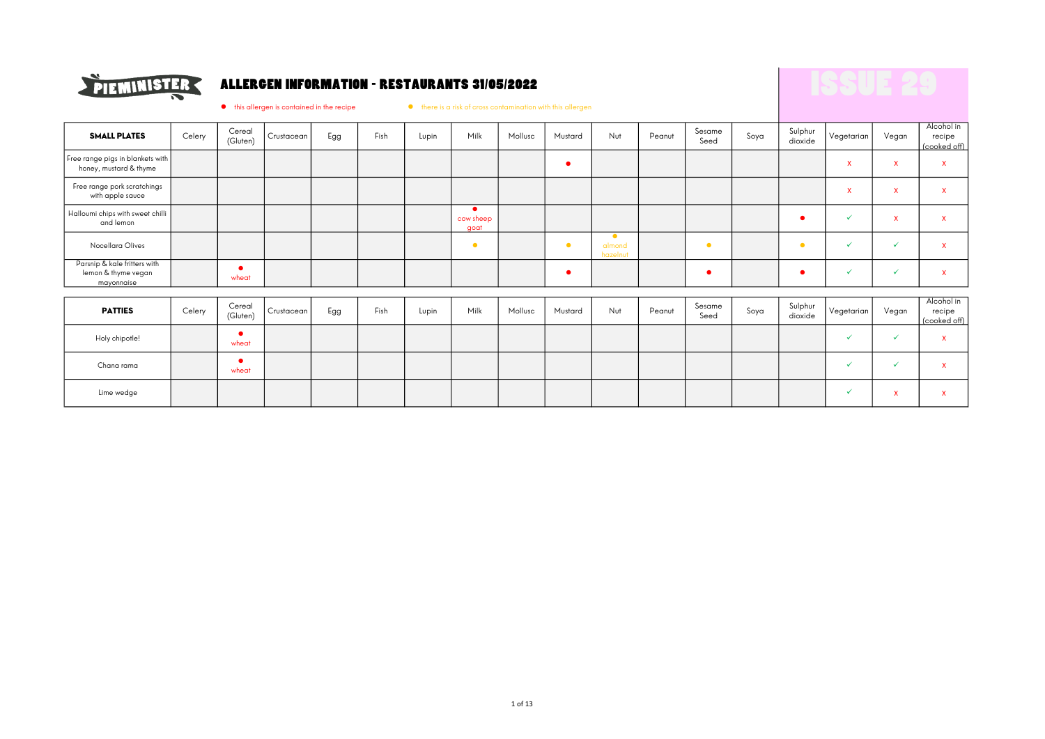PIEMINISTER

# ALLERGEN INFORMATION - RESTAURANTS 31/05/2022

ISSUE 29

● this allergen is contained in the recipe ● there is a risk of cross contamination with this allergen

| SMALL PLATES | Celery | Cereal (Gluten) | Crustacean | Egg | Fish | Lupin | Milk | Mollusc | Mustard | Nut | Peanut | Sesame Seed | Soya | Sulphur dioxide | Vegetarian | Vegan | Alcohol in recipe (cooked off) |
|---|---|---|---|---|---|---|---|---|---|---|---|---|---|---|---|---|---|
| Free range pigs in blankets with honey, mustard & thyme | | | | | | | | | ● | | | | | | x | x | x |
| Free range pork scratchings with apple sauce | | | | | | | | | | | | | | | x | x | x |
| Halloumi chips with sweet chilli and lemon | | | | | | | ● cow sheep goat | | | | | | | ● | ✓ | x | x |
| Nocellara Olives | | | | | | | ● | | ● | ● almond hazelnut | | ● | | ● | ✓ | ✓ | x |
| Parsnip & kale fritters with lemon & thyme vegan mayonnaise | | ● wheat | | | | | | | ● | | | ● | | ● | ✓ | ✓ | x |

| PATTIES | Celery | Cereal (Gluten) | Crustacean | Egg | Fish | Lupin | Milk | Mollusc | Mustard | Nut | Peanut | Sesame Seed | Soya | Sulphur dioxide | Vegetarian | Vegan | Alcohol in recipe (cooked off) |
|---|---|---|---|---|---|---|---|---|---|---|---|---|---|---|---|---|---|
| Holy chipotle! | | ● wheat | | | | | | | | | | | | | ✓ | ✓ | x |
| Chana rama | | ● wheat | | | | | | | | | | | | | ✓ | ✓ | x |
| Lime wedge | | | | | | | | | | | | | | | ✓ | x | x |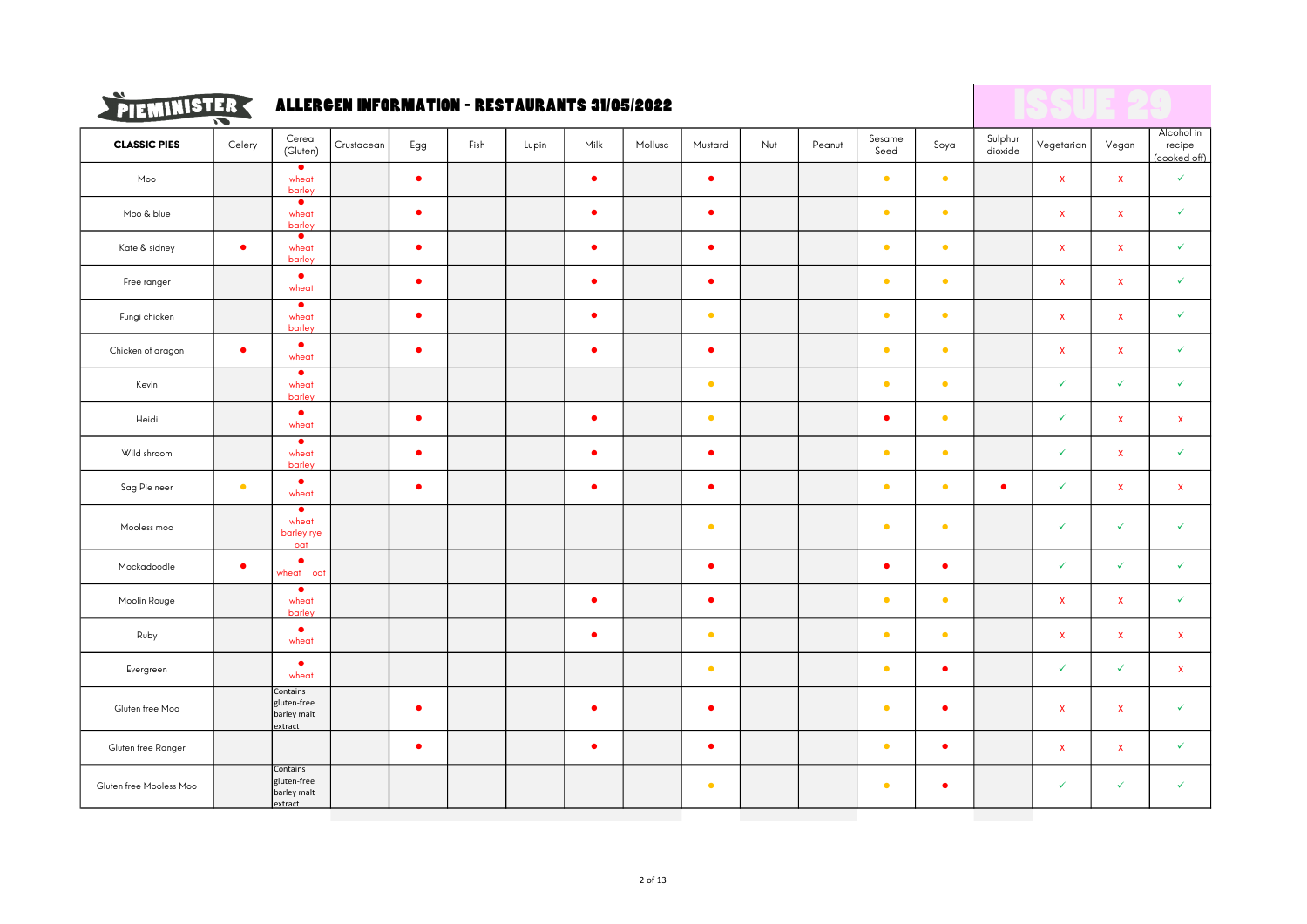# PIEMINISTER

## ALLERGEN INFORMATION - RESTAURANTS 31/05/2022

**ISSUE 29**

● = red dot; ● (amber) = amber dot

| **CLASSIC PIES** | Celery | Cereal (Gluten) | Crustacean | Egg | Fish | Lupin | Milk | Mollusc | Mustard | Nut | Peanut | Sesame Seed | Soya | Sulphur dioxide | Vegetarian | Vegan | Alcohol in recipe (cooked off) |
|---|---|---|---|---|---|---|---|---|---|---|---|---|---|---|---|---|---|
| Moo | | ● wheat barley | | ● | | | ● | | ● | | | ● (amber) | ● (amber) | | x | x | ✓ |
| Moo & blue | | ● wheat barley | | ● | | | ● | | ● | | | ● (amber) | ● (amber) | | x | x | ✓ |
| Kate & sidney | ● | ● wheat barley | | ● | | | ● | | ● | | | ● (amber) | ● (amber) | | x | x | ✓ |
| Free ranger | | ● wheat | | ● | | | ● | | ● | | | ● (amber) | ● (amber) | | x | x | ✓ |
| Fungi chicken | | ● wheat barley | | ● | | | ● | | ● (amber) | | | ● (amber) | ● (amber) | | x | x | ✓ |
| Chicken of aragon | ● | ● wheat | | ● | | | ● | | ● | | | ● (amber) | ● (amber) | | x | x | ✓ |
| Kevin | | ● wheat barley | | | | | | | ● (amber) | | | ● (amber) | ● (amber) | | ✓ | ✓ | ✓ |
| Heidi | | ● wheat | | ● | | | ● | | ● (amber) | | | ● | ● (amber) | | ✓ | x | x |
| Wild shroom | | ● wheat barley | | ● | | | ● | | ● | | | ● (amber) | ● (amber) | | ✓ | x | ✓ |
| Sag Pie neer | ● (amber) | ● wheat | | ● | | | ● | | ● | | | ● (amber) | ● (amber) | ● | ✓ | x | x |
| Mooless moo | | ● wheat barley rye oat | | | | | | | ● (amber) | | | ● (amber) | ● (amber) | | ✓ | ✓ | ✓ |
| Mockadoodle | ● | ● wheat oat | | | | | | | ● | | | ● | ● | | ✓ | ✓ | ✓ |
| Moolin Rouge | | ● wheat barley | | | | | ● | | ● | | | ● (amber) | ● (amber) | | x | x | ✓ |
| Ruby | | ● wheat | | | | | ● | | ● (amber) | | | ● (amber) | ● (amber) | | x | x | x |
| Evergreen | | ● wheat | | | | | | | ● (amber) | | | ● (amber) | ● | | ✓ | ✓ | x |
| Gluten free Moo | | Contains gluten-free barley malt extract | | ● | | | ● | | ● | | | ● (amber) | ● | | x | x | ✓ |
| Gluten free Ranger | | | | ● | | | ● | | ● | | | ● (amber) | ● | | x | x | ✓ |
| Gluten free Mooless Moo | | Contains gluten-free barley malt extract | | | | | | | ● (amber) | | | ● (amber) | ● | | ✓ | ✓ | ✓ |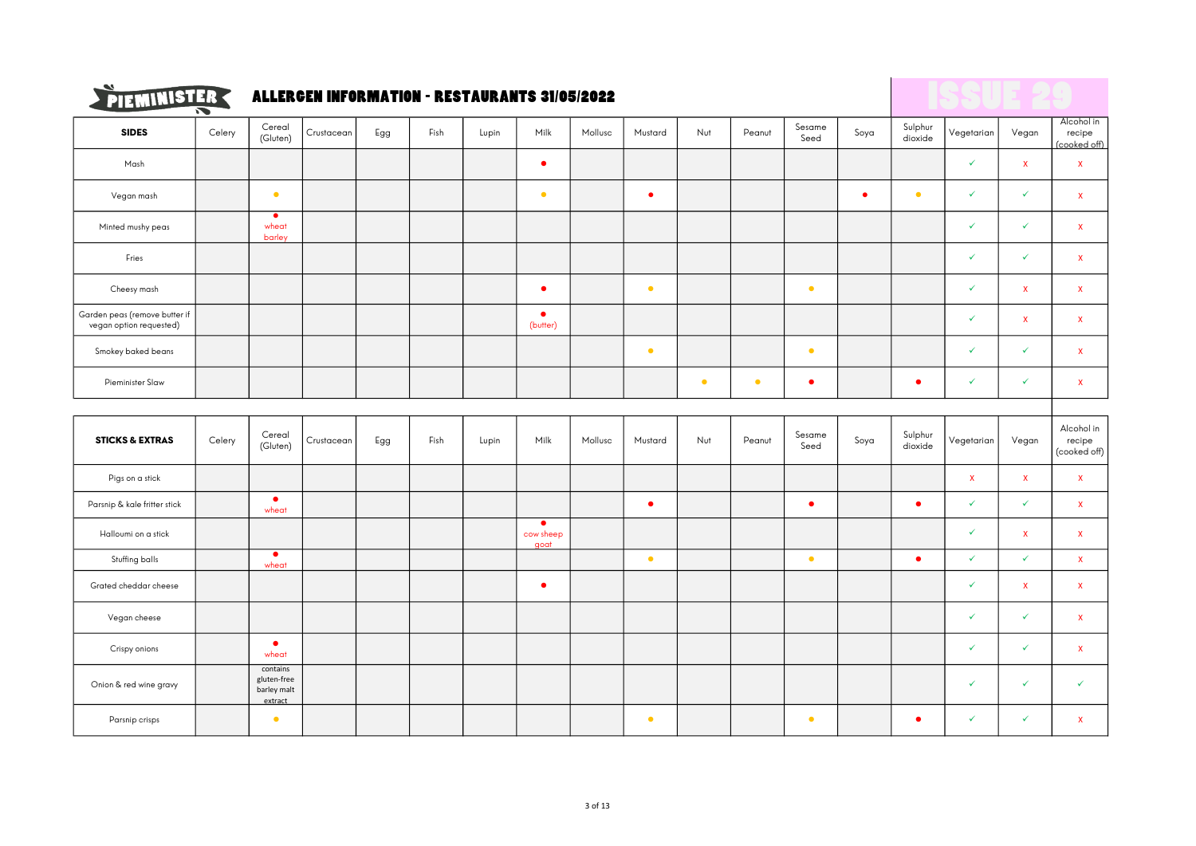# PIEMINISTER

## ALLERGEN INFORMATION - RESTAURANTS 31/05/2022

**ISSUE 29**

(🔴 = red dot, 🟡 = amber dot)

| **SIDES** | Celery | Cereal (Gluten) | Crustacean | Egg | Fish | Lupin | Milk | Mollusc | Mustard | Nut | Peanut | Sesame Seed | Soya | Sulphur dioxide | Vegetarian | Vegan | Alcohol in recipe (cooked off) |
|---|---|---|---|---|---|---|---|---|---|---|---|---|---|---|---|---|---|
| Mash | | | | | | | 🔴 | | | | | | | | ✓ | x | x |
| Vegan mash | | 🟡 | | | | | 🟡 | | 🔴 | | | | 🔴 | 🟡 | ✓ | ✓ | x |
| Minted mushy peas | | 🔴 wheat barley | | | | | | | | | | | | | ✓ | ✓ | x |
| Fries | | | | | | | | | | | | | | | ✓ | ✓ | x |
| Cheesy mash | | | | | | | 🔴 | | 🟡 | | | 🟡 | | | ✓ | x | x |
| Garden peas (remove butter if vegan option requested) | | | | | | | 🔴 (butter) | | | | | | | | ✓ | x | x |
| Smokey baked beans | | | | | | | | | 🟡 | | | 🟡 | | | ✓ | ✓ | x |
| Pieminister Slaw | | | | | | | | | | 🟡 | 🟡 | 🔴 | | 🔴 | ✓ | ✓ | x |

| **STICKS & EXTRAS** | Celery | Cereal (Gluten) | Crustacean | Egg | Fish | Lupin | Milk | Mollusc | Mustard | Nut | Peanut | Sesame Seed | Soya | Sulphur dioxide | Vegetarian | Vegan | Alcohol in recipe (cooked off) |
|---|---|---|---|---|---|---|---|---|---|---|---|---|---|---|---|---|---|
| Pigs on a stick | | | | | | | | | | | | | | | x | x | x |
| Parsnip & kale fritter stick | | 🔴 wheat | | | | | | | 🔴 | | | 🔴 | | 🔴 | ✓ | ✓ | x |
| Halloumi on a stick | | | | | | | 🔴 cow sheep goat | | | | | | | | ✓ | x | x |
| Stuffing balls | | 🔴 wheat | | | | | | | 🟡 | | | 🟡 | | 🔴 | ✓ | ✓ | x |
| Grated cheddar cheese | | | | | | | 🔴 | | | | | | | | ✓ | x | x |
| Vegan cheese | | | | | | | | | | | | | | | ✓ | ✓ | x |
| Crispy onions | | 🔴 wheat | | | | | | | | | | | | | ✓ | ✓ | x |
| Onion & red wine gravy | | contains gluten-free barley malt extract | | | | | | | | | | | | | ✓ | ✓ | ✓ |
| Parsnip crisps | | 🟡 | | | | | | | 🟡 | | | 🟡 | | 🔴 | ✓ | ✓ | x |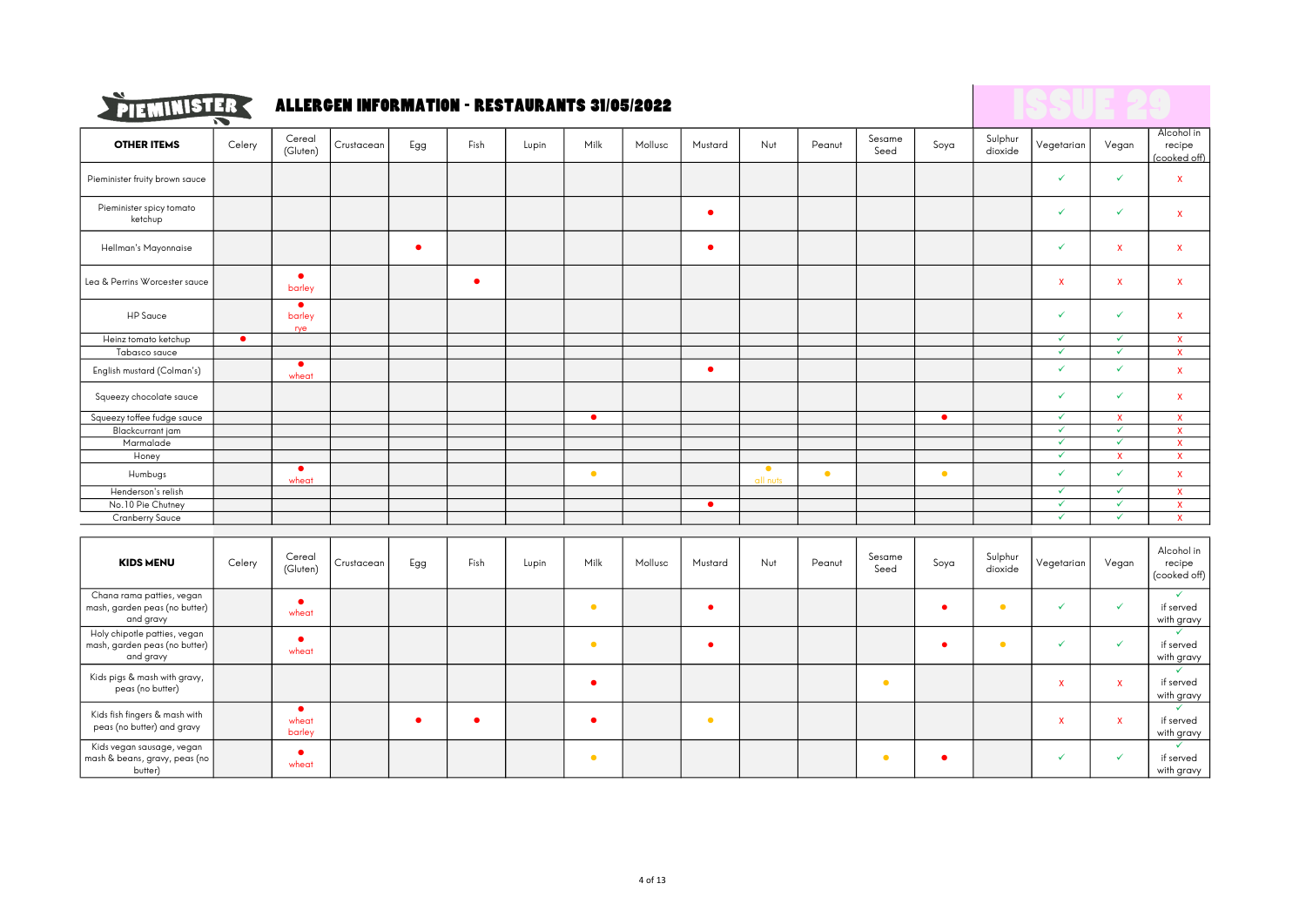# PIEMINISTER

## ALLERGEN INFORMATION - RESTAURANTS 31/05/2022

ISSUE 29

| OTHER ITEMS | Celery | Cereal (Gluten) | Crustacean | Egg | Fish | Lupin | Milk | Mollusc | Mustard | Nut | Peanut | Sesame Seed | Soya | Sulphur dioxide | Vegetarian | Vegan | Alcohol in recipe (cooked off) |
|---|---|---|---|---|---|---|---|---|---|---|---|---|---|---|---|---|---|
| Pieminister fruity brown sauce | | | | | | | | | | | | | | | ✓ | ✓ | x |
| Pieminister spicy tomato ketchup | | | | | | | | | ● | | | | | | ✓ | ✓ | x |
| Hellman's Mayonnaise | | | | ● | | | | | ● | | | | | | ✓ | x | x |
| Lea & Perrins Worcester sauce | | ● barley | | | ● | | | | | | | | | | x | x | x |
| HP Sauce | | ● barley rye | | | | | | | | | | | | | ✓ | ✓ | x |
| Heinz tomato ketchup | ● | | | | | | | | | | | | | | ✓ | ✓ | x |
| Tabasco sauce | | | | | | | | | | | | | | | ✓ | ✓ | x |
| English mustard (Colman's) | | ● wheat | | | | | | | ● | | | | | | ✓ | ✓ | x |
| Squeezy chocolate sauce | | | | | | | | | | | | | | | ✓ | ✓ | x |
| Squeezy toffee fudge sauce | | | | | | | ● | | | | | | ● | | ✓ | x | x |
| Blackcurrant jam | | | | | | | | | | | | | | | ✓ | ✓ | x |
| Marmalade | | | | | | | | | | | | | | | ✓ | ✓ | x |
| Honey | | | | | | | | | | | | | | | ✓ | x | x |
| Humbugs | | ● wheat | | | | | ● | | | ● all nuts | ● | | ● | | ✓ | ✓ | x |
| Henderson's relish | | | | | | | | | | | | | | | ✓ | ✓ | x |
| No.10 Pie Chutney | | | | | | | | | ● | | | | | | ✓ | ✓ | x |
| Cranberry Sauce | | | | | | | | | | | | | | | ✓ | ✓ | x |

| KIDS MENU | Celery | Cereal (Gluten) | Crustacean | Egg | Fish | Lupin | Milk | Mollusc | Mustard | Nut | Peanut | Sesame Seed | Soya | Sulphur dioxide | Vegetarian | Vegan | Alcohol in recipe (cooked off) |
|---|---|---|---|---|---|---|---|---|---|---|---|---|---|---|---|---|---|
| Chana rama patties, vegan mash, garden peas (no butter) and gravy | | ● wheat | | | | | ● | | ● | | | | ● | ● | ✓ | ✓ | ✓ if served with gravy |
| Holy chipotle patties, vegan mash, garden peas (no butter) and gravy | | ● wheat | | | | | ● | | ● | | | | ● | ● | ✓ | ✓ | ✓ if served with gravy |
| Kids pigs & mash with gravy, peas (no butter) | | | | | | | ● | | | | | ● | | | x | x | ✓ if served with gravy |
| Kids fish fingers & mash with peas (no butter) and gravy | | ● wheat barley | | ● | ● | | ● | | ● | | | | | | x | x | ✓ if served with gravy |
| Kids vegan sausage, vegan mash & beans, gravy, peas (no butter) | | ● wheat | | | | | ● | | | | | ● | ● | | ✓ | ✓ | ✓ if served with gravy |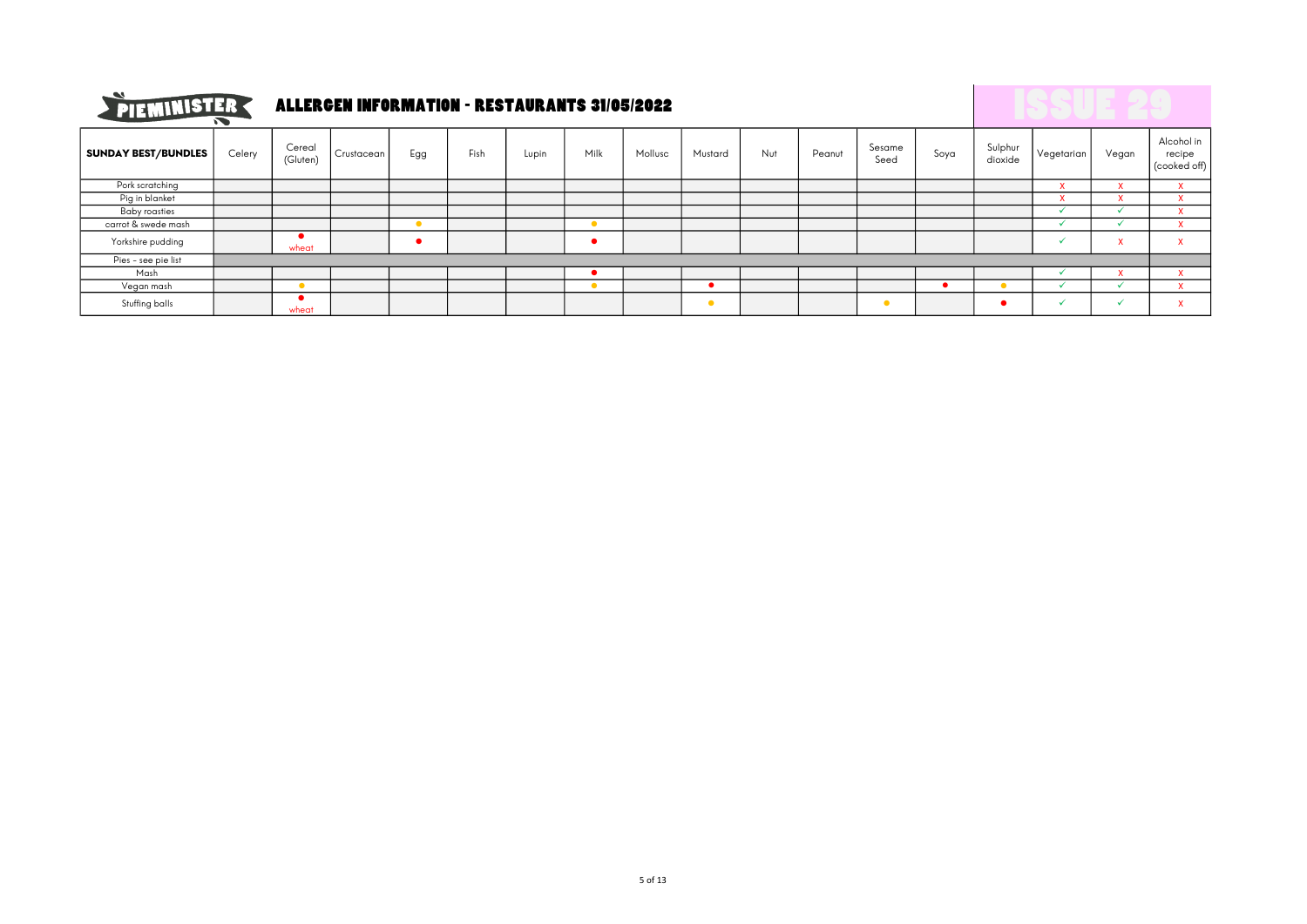# ALLERGEN INFORMATION - RESTAURANTS 31/05/2022

**ISSUE 29**

| **SUNDAY BEST/BUNDLES** | Celery | Cereal (Gluten) | Crustacean | Egg | Fish | Lupin | Milk | Mollusc | Mustard | Nut | Peanut | Sesame Seed | Soya | Sulphur dioxide | Vegetarian | Vegan | Alcohol in recipe (cooked off) |
|---|---|---|---|---|---|---|---|---|---|---|---|---|---|---|---|---|---|
| Pork scratching | | | | | | | | | | | | | | | x | x | x |
| Pig in blanket | | | | | | | | | | | | | | | x | x | x |
| Baby roasties | | | | | | | | | | | | | | | ✓ | ✓ | x |
| carrot & swede mash | | | | ● | | | ● | | | | | | | | ✓ | ✓ | x |
| Yorkshire pudding | | ● wheat | | ● | | | ● | | | | | | | | ✓ | x | x |
| Pies - see pie list | | | | | | | | | | | | | | | | | |
| Mash | | | | | | | ● | | | | | | | | ✓ | x | x |
| Vegan mash | | ● | | | | | ● | | ● | | | | ● | ● | ✓ | ✓ | x |
| Stuffing balls | | ● wheat | | | | | | | ● | | | ● | | ● | ✓ | ✓ | x |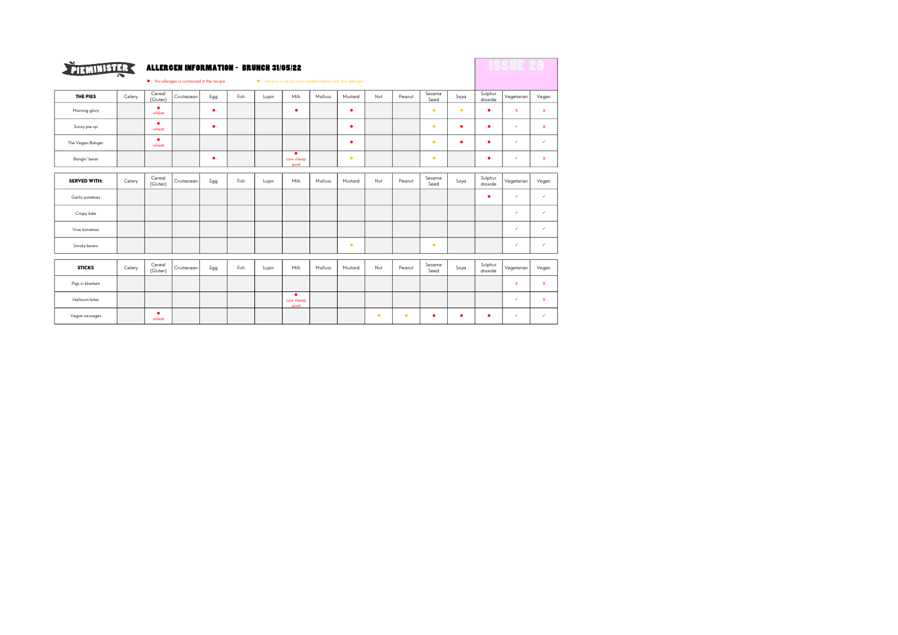PIEMINISTER

# ALLERGEN INFORMATION - BRUNCH 31/05/22

ISSUE 29

● this allergen is contained in the recipe

● there is a risk of cross contamination with this allergen

| THE PIES | Celery | Cereal (Gluten) | Crustacean | Egg | Fish | Lupin | Milk | Mollusc | Mustard | Nut | Peanut | Sesame Seed | Soya | Sulphur dioxide | Vegetarian | Vegan |
|---|---|---|---|---|---|---|---|---|---|---|---|---|---|---|---|---|
| Morning glory | | ● wheat | | ● | | | ● | | ● | | | ● | ● | ● | x | x |
| Sunny pie up | | ● wheat | | ● | | | | | ● | | | ● | ● | ● | ✓ | x |
| The Vegan Banger | | ● wheat | | | | | | | ● | | | ● | ● | ● | ✓ | ✓ |
| Bangin' bean | | | | ● | | | ● cow sheep goat | | ● | | | ● | | ● | ✓ | x |

| SERVED WITH: | Celery | Cereal (Gluten) | Crustacean | Egg | Fish | Lupin | Milk | Mollusc | Mustard | Nut | Peanut | Sesame Seed | Soya | Sulphur dioxide | Vegetarian | Vegan |
|---|---|---|---|---|---|---|---|---|---|---|---|---|---|---|---|---|
| Garlic potatoes | | | | | | | | | | | | | | ● | ✓ | ✓ |
| Crispy kale | | | | | | | | | | | | | | | ✓ | ✓ |
| Vine tomatoes | | | | | | | | | | | | | | | ✓ | ✓ |
| Smoky beans | | | | | | | | | ● | | | ● | | | ✓ | ✓ |

| STICKS | Celery | Cereal (Gluten) | Crustacean | Egg | Fish | Lupin | Milk | Mollusc | Mustard | Nut | Peanut | Sesame Seed | Soya | Sulphur dioxide | Vegetarian | Vegan |
|---|---|---|---|---|---|---|---|---|---|---|---|---|---|---|---|---|
| Pigs in blankets | | | | | | | | | | | | | | | x | x |
| Halloumi bites | | | | | | | ● cow sheep goat | | | | | | | | ✓ | x |
| Vegan sausages | | ● wheat | | | | | | | | ● | ● | ● | ● | ● | ✓ | ✓ |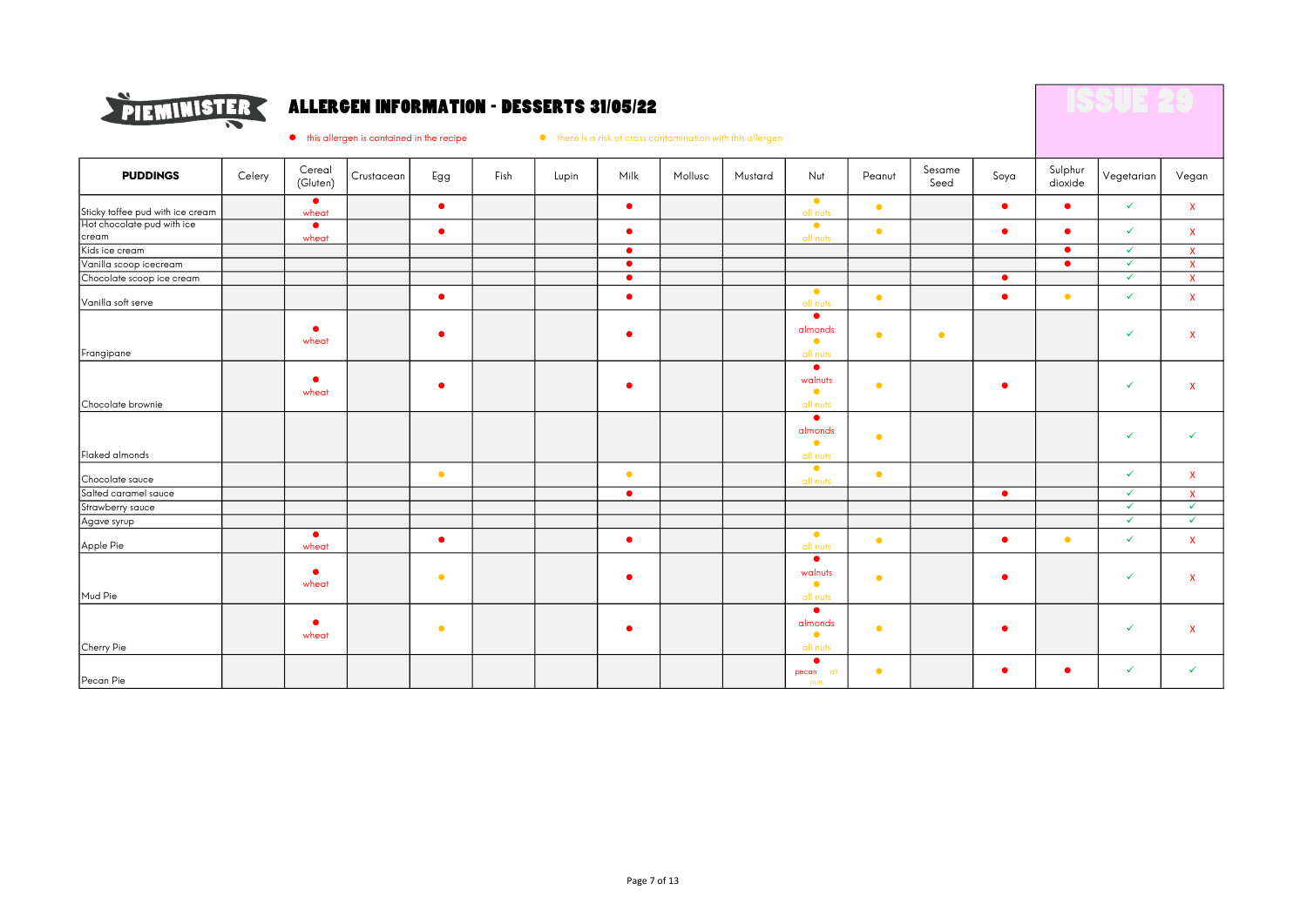PIEMINISTER

# ALLERGEN INFORMATION - DESSERTS 31/05/22

ISSUE 29

● this allergen is contained in the recipe ● there is a risk of cross contamination with this allergen

| PUDDINGS | Celery | Cereal (Gluten) | Crustacean | Egg | Fish | Lupin | Milk | Mollusc | Mustard | Nut | Peanut | Sesame Seed | Soya | Sulphur dioxide | Vegetarian | Vegan |
|---|---|---|---|---|---|---|---|---|---|---|---|---|---|---|---|---|
| Sticky toffee pud with ice cream | | ● wheat | | ● | | | ● | | | ● all nuts | ● | | ● | ● | ✓ | X |
| Hot chocolate pud with ice cream | | ● wheat | | ● | | | ● | | | ● all nuts | ● | | ● | ● | ✓ | X |
| Kids ice cream | | | | | | | ● | | | | | | | ● | ✓ | X |
| Vanilla scoop icecream | | | | | | | ● | | | | | | | ● | ✓ | X |
| Chocolate scoop ice cream | | | | | | | ● | | | | | | ● | | ✓ | X |
| Vanilla soft serve | | | | ● | | | ● | | | ● all nuts | ● | | ● | ● | ✓ | X |
| Frangipane | | ● wheat | | ● | | | ● | | | ● almonds ● all nuts | ● | ● | | | ✓ | X |
| Chocolate brownie | | ● wheat | | ● | | | ● | | | ● walnuts ● all nuts | ● | | ● | | ✓ | X |
| Flaked almonds | | | | | | | | | | ● almonds ● all nuts | ● | | | | ✓ | ✓ |
| Chocolate sauce | | | | ● | | | ● | | | ● all nuts | ● | | | | ✓ | X |
| Salted caramel sauce | | | | | | | ● | | | | | | ● | | ✓ | X |
| Strawberry sauce | | | | | | | | | | | | | | | ✓ | ✓ |
| Agave syrup | | | | | | | | | | | | | | | ✓ | ✓ |
| Apple Pie | | ● wheat | | ● | | | ● | | | ● all nuts | ● | | ● | ● | ✓ | X |
| Mud Pie | | ● wheat | | ● | | | ● | | | ● walnuts ● all nuts | ● | | ● | | ✓ | X |
| Cherry Pie | | ● wheat | | ● | | | ● | | | ● almonds ● all nuts | ● | | ● | | ✓ | X |
| Pecan Pie | | | | | | | | | | ● pecan all nuts | ● | | ● | ● | ✓ | ✓ |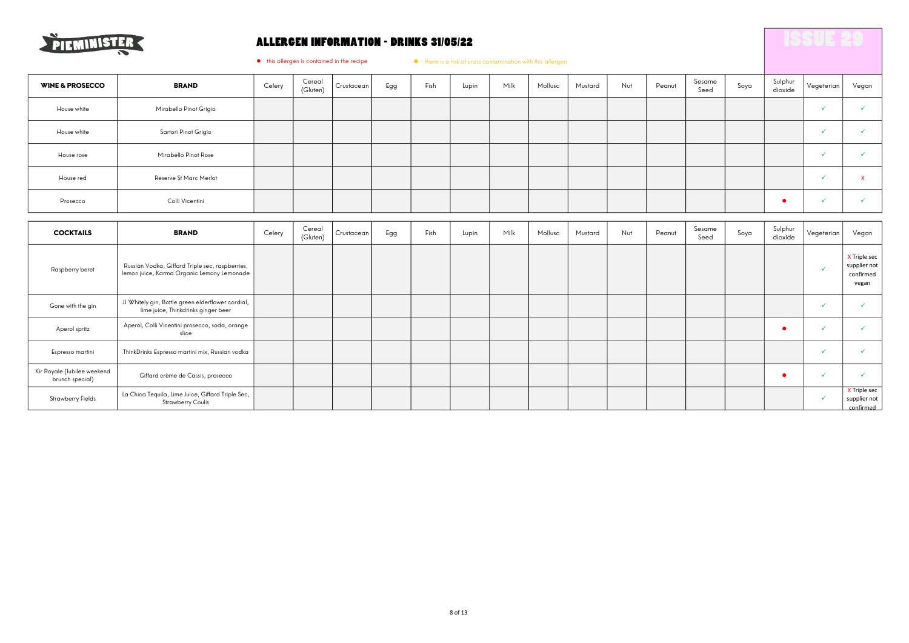PIEMINISTER

# ALLERGEN INFORMATION - DRINKS 31/05/22

ISSUE 29

● this allergen is contained in the recipe ● there is a risk of cross contamination with this allergen

| WINE & PROSECCO | BRAND | Celery | Cereal (Gluten) | Crustacean | Egg | Fish | Lupin | Milk | Mollusc | Mustard | Nut | Peanut | Sesame Seed | Soya | Sulphur dioxide | Vegeterian | Vegan |
|---|---|---|---|---|---|---|---|---|---|---|---|---|---|---|---|---|---|
| House white | Mirabello Pinot Grigio | | | | | | | | | | | | | | | ✓ | ✓ |
| House white | Sartori Pinot Grigio | | | | | | | | | | | | | | | ✓ | ✓ |
| House rose | Mirabello Pinot Rose | | | | | | | | | | | | | | | ✓ | ✓ |
| House red | Reserve St Marc Merlot | | | | | | | | | | | | | | | ✓ | X |
| Prosecco | Colli Vicentini | | | | | | | | | | | | | | ● | ✓ | ✓ |

| COCKTAILS | BRAND | Celery | Cereal (Gluten) | Crustacean | Egg | Fish | Lupin | Milk | Mollusc | Mustard | Nut | Peanut | Sesame Seed | Soya | Sulphur dioxide | Vegeterian | Vegan |
|---|---|---|---|---|---|---|---|---|---|---|---|---|---|---|---|---|---|
| Raspberry beret | Russian Vodka, Giffard Triple sec, raspberries, lemon juice, Karma Organic Lemony Lemonade | | | | | | | | | | | | | | | ✓ | X Triple sec supplier not confirmed vegan |
| Gone with the gin | JJ Whitely gin, Bottle green elderflower cordial, lime juice, Thinkdrinks ginger beer | | | | | | | | | | | | | | | ✓ | ✓ |
| Aperol spritz | Aperol, Colli Vicentini prosecco, soda, orange slice | | | | | | | | | | | | | | ● | ✓ | ✓ |
| Espresso martini | ThinkDrinks Espresso martini mix, Russian vodka | | | | | | | | | | | | | | | ✓ | ✓ |
| Kir Royale (Jubilee weekend brunch special) | Giffard crème de Cassis, prosecco | | | | | | | | | | | | | | ● | ✓ | ✓ |
| Strawberry Fields | La Chica Tequila, Lime Juice, Giffard Triple Sec, Strawberry Coulis | | | | | | | | | | | | | | | ✓ | X Triple sec supplier not confirmed |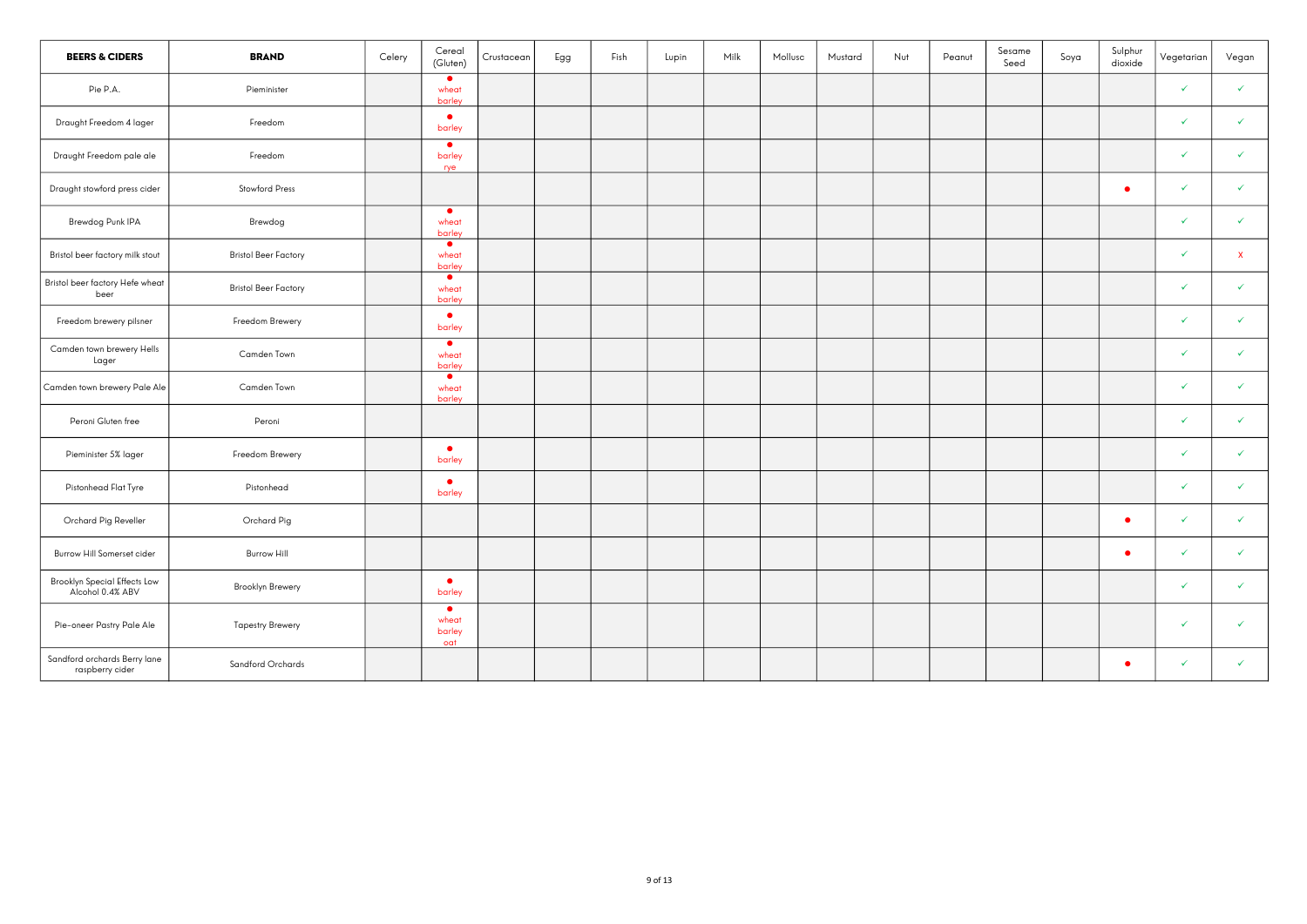| BEERS & CIDERS | BRAND | Celery | Cereal (Gluten) | Crustacean | Egg | Fish | Lupin | Milk | Mollusc | Mustard | Nut | Peanut | Sesame Seed | Soya | Sulphur dioxide | Vegetarian | Vegan |
|---|---|---|---|---|---|---|---|---|---|---|---|---|---|---|---|---|---|
| Pie P.A. | Pieminister | | ● wheat barley | | | | | | | | | | | | | ✓ | ✓ |
| Draught Freedom 4 lager | Freedom | | ● barley | | | | | | | | | | | | | ✓ | ✓ |
| Draught Freedom pale ale | Freedom | | ● barley rye | | | | | | | | | | | | | ✓ | ✓ |
| Draught stowford press cider | Stowford Press | | | | | | | | | | | | | | ● | ✓ | ✓ |
| Brewdog Punk IPA | Brewdog | | ● wheat barley | | | | | | | | | | | | | ✓ | ✓ |
| Bristol beer factory milk stout | Bristol Beer Factory | | ● wheat barley | | | | | | | | | | | | | ✓ | X |
| Bristol beer factory Hefe wheat beer | Bristol Beer Factory | | ● wheat barley | | | | | | | | | | | | | ✓ | ✓ |
| Freedom brewery pilsner | Freedom Brewery | | ● barley | | | | | | | | | | | | | ✓ | ✓ |
| Camden town brewery Hells Lager | Camden Town | | ● wheat barley | | | | | | | | | | | | | ✓ | ✓ |
| Camden town brewery Pale Ale | Camden Town | | ● wheat barley | | | | | | | | | | | | | ✓ | ✓ |
| Peroni Gluten free | Peroni | | | | | | | | | | | | | | | ✓ | ✓ |
| Pieminister 5% lager | Freedom Brewery | | ● barley | | | | | | | | | | | | | ✓ | ✓ |
| Pistonhead Flat Tyre | Pistonhead | | ● barley | | | | | | | | | | | | | ✓ | ✓ |
| Orchard Pig Reveller | Orchard Pig | | | | | | | | | | | | | | ● | ✓ | ✓ |
| Burrow Hill Somerset cider | Burrow Hill | | | | | | | | | | | | | | ● | ✓ | ✓ |
| Brooklyn Special Effects Low Alcohol 0.4% ABV | Brooklyn Brewery | | ● barley | | | | | | | | | | | | | ✓ | ✓ |
| Pie-oneer Pastry Pale Ale | Tapestry Brewery | | ● wheat barley oat | | | | | | | | | | | | | ✓ | ✓ |
| Sandford orchards Berry lane raspberry cider | Sandford Orchards | | | | | | | | | | | | | | ● | ✓ | ✓ |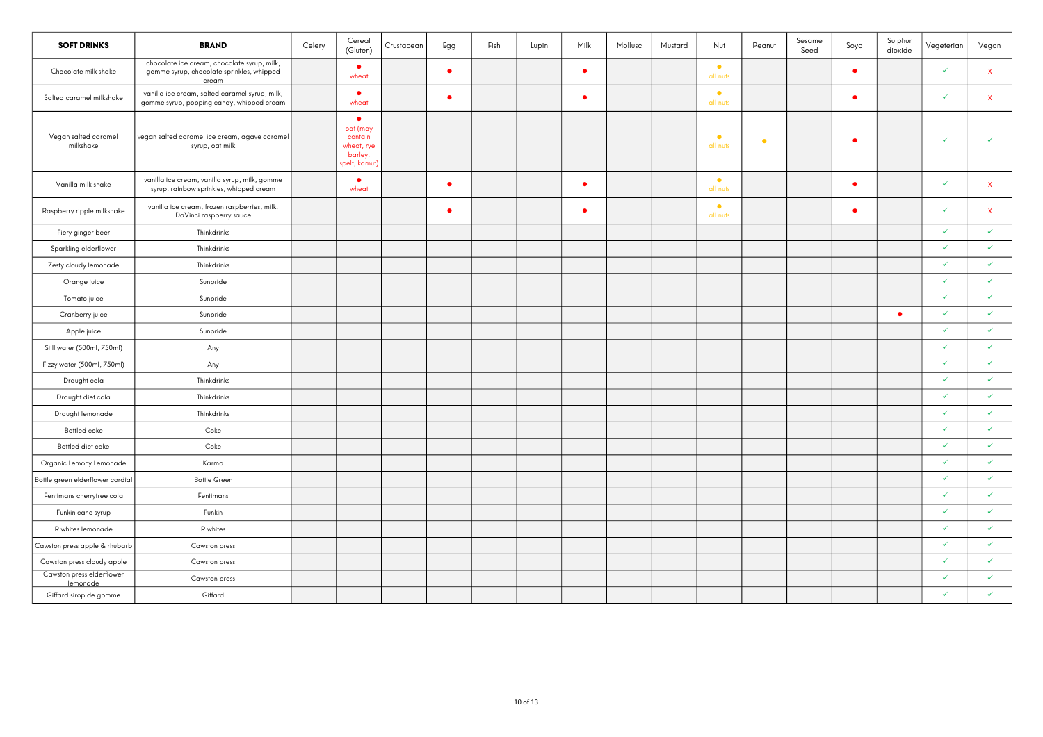| SOFT DRINKS | BRAND | Celery | Cereal (Gluten) | Crustacean | Egg | Fish | Lupin | Milk | Mollusc | Mustard | Nut | Peanut | Sesame Seed | Soya | Sulphur dioxide | Vegeterian | Vegan |
|---|---|---|---|---|---|---|---|---|---|---|---|---|---|---|---|---|---|
| Chocolate milk shake | chocolate ice cream, chocolate syrup, milk, gomme syrup, chocolate sprinkles, whipped cream | | ● wheat | | ● | | | ● | | | ● all nuts | | | ● | | ✓ | x |
| Salted caramel milkshake | vanilla ice cream, salted caramel syrup, milk, gomme syrup, popping candy, whipped cream | | ● wheat | | ● | | | ● | | | ● all nuts | | | ● | | ✓ | x |
| Vegan salted caramel milkshake | vegan salted caramel ice cream, agave caramel syrup, oat milk | | ● oat (may contain wheat, rye barley, spelt, kamut) | | | | | | | | ● all nuts | ● | | ● | | ✓ | ✓ |
| Vanilla milk shake | vanilla ice cream, vanilla syrup, milk, gomme syrup, rainbow sprinkles, whipped cream | | ● wheat | | ● | | | ● | | | ● all nuts | | | ● | | ✓ | x |
| Raspberry ripple milkshake | vanilla ice cream, frozen raspberries, milk, DaVinci raspberry sauce | | | | ● | | | ● | | | ● all nuts | | | ● | | ✓ | x |
| Fiery ginger beer | Thinkdrinks | | | | | | | | | | | | | | | ✓ | ✓ |
| Sparkling elderflower | Thinkdrinks | | | | | | | | | | | | | | | ✓ | ✓ |
| Zesty cloudy lemonade | Thinkdrinks | | | | | | | | | | | | | | | ✓ | ✓ |
| Orange juice | Sunpride | | | | | | | | | | | | | | | ✓ | ✓ |
| Tomato juice | Sunpride | | | | | | | | | | | | | | | ✓ | ✓ |
| Cranberry juice | Sunpride | | | | | | | | | | | | | | ● | ✓ | ✓ |
| Apple juice | Sunpride | | | | | | | | | | | | | | | ✓ | ✓ |
| Still water (500ml, 750ml) | Any | | | | | | | | | | | | | | | ✓ | ✓ |
| Fizzy water (500ml, 750ml) | Any | | | | | | | | | | | | | | | ✓ | ✓ |
| Draught cola | Thinkdrinks | | | | | | | | | | | | | | | ✓ | ✓ |
| Draught diet cola | Thinkdrinks | | | | | | | | | | | | | | | ✓ | ✓ |
| Draught lemonade | Thinkdrinks | | | | | | | | | | | | | | | ✓ | ✓ |
| Bottled coke | Coke | | | | | | | | | | | | | | | ✓ | ✓ |
| Bottled diet coke | Coke | | | | | | | | | | | | | | | ✓ | ✓ |
| Organic Lemony Lemonade | Karma | | | | | | | | | | | | | | | ✓ | ✓ |
| Bottle green elderflower cordial | Bottle Green | | | | | | | | | | | | | | | ✓ | ✓ |
| Fentimans cherrytree cola | Fentimans | | | | | | | | | | | | | | | ✓ | ✓ |
| Funkin cane syrup | Funkin | | | | | | | | | | | | | | | ✓ | ✓ |
| R whites lemonade | R whites | | | | | | | | | | | | | | | ✓ | ✓ |
| Cawston press apple & rhubarb | Cawston press | | | | | | | | | | | | | | | ✓ | ✓ |
| Cawston press cloudy apple | Cawston press | | | | | | | | | | | | | | | ✓ | ✓ |
| Cawston press elderflower lemonade | Cawston press | | | | | | | | | | | | | | | ✓ | ✓ |
| Giffard sirop de gomme | Giffard | | | | | | | | | | | | | | | ✓ | ✓ |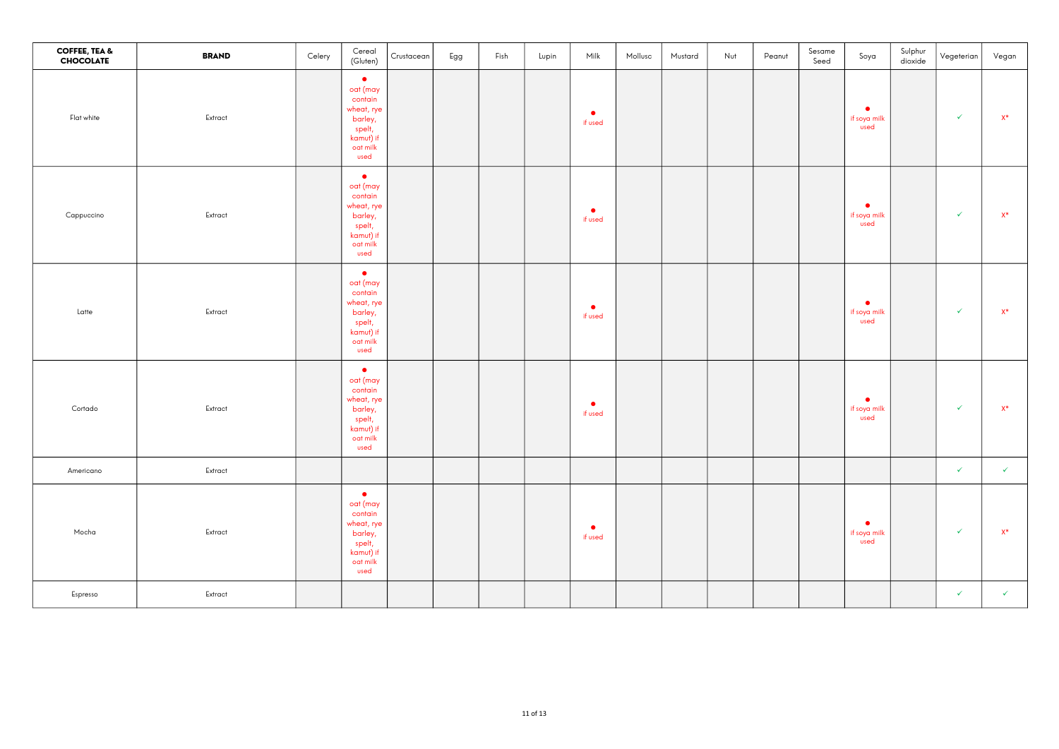| COFFEE, TEA & CHOCOLATE | BRAND | Celery | Cereal (Gluten) | Crustacean | Egg | Fish | Lupin | Milk | Mollusc | Mustard | Nut | Peanut | Sesame Seed | Soya | Sulphur dioxide | Vegeterian | Vegan |
|---|---|---|---|---|---|---|---|---|---|---|---|---|---|---|---|---|---|
| Flat white | Extract | | ● oat (may contain wheat, rye barley, spelt, kamut) if oat milk used | | | | | ● if used | | | | | | ● if soya milk used | | ✓ | X* |
| Cappuccino | Extract | | ● oat (may contain wheat, rye barley, spelt, kamut) if oat milk used | | | | | ● if used | | | | | | ● if soya milk used | | ✓ | X* |
| Latte | Extract | | ● oat (may contain wheat, rye barley, spelt, kamut) if oat milk used | | | | | ● if used | | | | | | ● if soya milk used | | ✓ | X* |
| Cortado | Extract | | ● oat (may contain wheat, rye barley, spelt, kamut) if oat milk used | | | | | ● if used | | | | | | ● if soya milk used | | ✓ | X* |
| Americano | Extract | | | | | | | | | | | | | | | ✓ | ✓ |
| Mocha | Extract | | ● oat (may contain wheat, rye barley, spelt, kamut) if oat milk used | | | | | ● if used | | | | | | ● if soya milk used | | ✓ | X* |
| Espresso | Extract | | | | | | | | | | | | | | | ✓ | ✓ |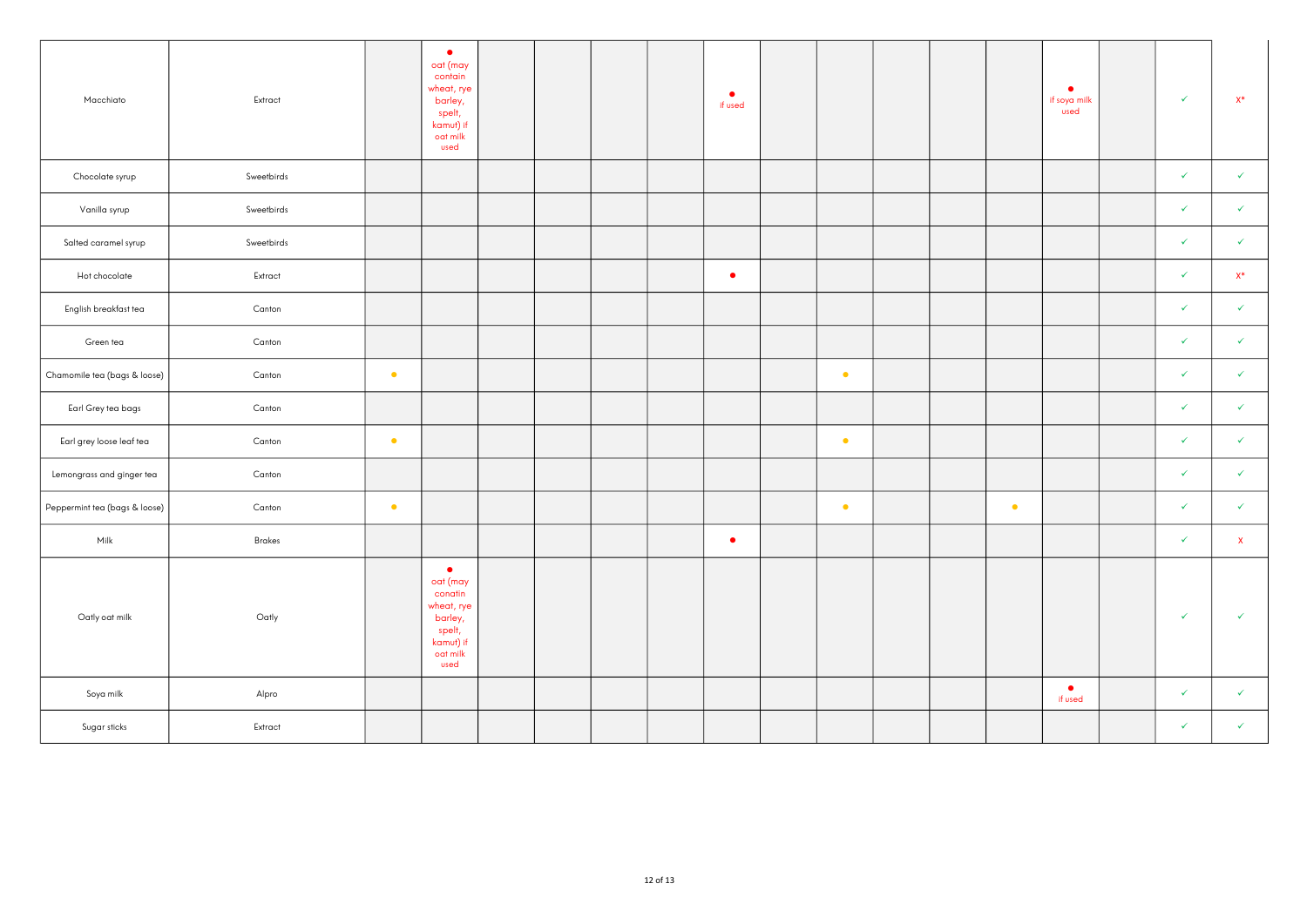| | | | | | | | | | | | | | | | | | |
|---|---|---|---|---|---|---|---|---|---|---|---|---|---|---|---|---|---|
| Macchiato | Extract | | ● oat (may contain wheat, rye barley, spelt, kamut) if oat milk used | | | | | ● if used | | | | | | ● if soya milk used | | ✓ | X* |
| Chocolate syrup | Sweetbirds | | | | | | | | | | | | | | | ✓ | ✓ |
| Vanilla syrup | Sweetbirds | | | | | | | | | | | | | | | ✓ | ✓ |
| Salted caramel syrup | Sweetbirds | | | | | | | | | | | | | | | ✓ | ✓ |
| Hot chocolate | Extract | | | | | | | ● | | | | | | | | ✓ | X* |
| English breakfast tea | Canton | | | | | | | | | | | | | | | ✓ | ✓ |
| Green tea | Canton | | | | | | | | | | | | | | | ✓ | ✓ |
| Chamomile tea (bags & loose) | Canton | ● | | | | | | | | ● | | | | | | ✓ | ✓ |
| Earl Grey tea bags | Canton | | | | | | | | | | | | | | | ✓ | ✓ |
| Earl grey loose leaf tea | Canton | ● | | | | | | | | ● | | | | | | ✓ | ✓ |
| Lemongrass and ginger tea | Canton | | | | | | | | | | | | | | | ✓ | ✓ |
| Peppermint tea (bags & loose) | Canton | ● | | | | | | | | ● | | | ● | | | ✓ | ✓ |
| Milk | Brakes | | | | | | | ● | | | | | | | | ✓ | X |
| Oatly oat milk | Oatly | | ● oat (may conatin wheat, rye barley, spelt, kamut) if oat milk used | | | | | | | | | | | | | ✓ | ✓ |
| Soya milk | Alpro | | | | | | | | | | | | | ● if used | | ✓ | ✓ |
| Sugar sticks | Extract | | | | | | | | | | | | | | | ✓ | ✓ |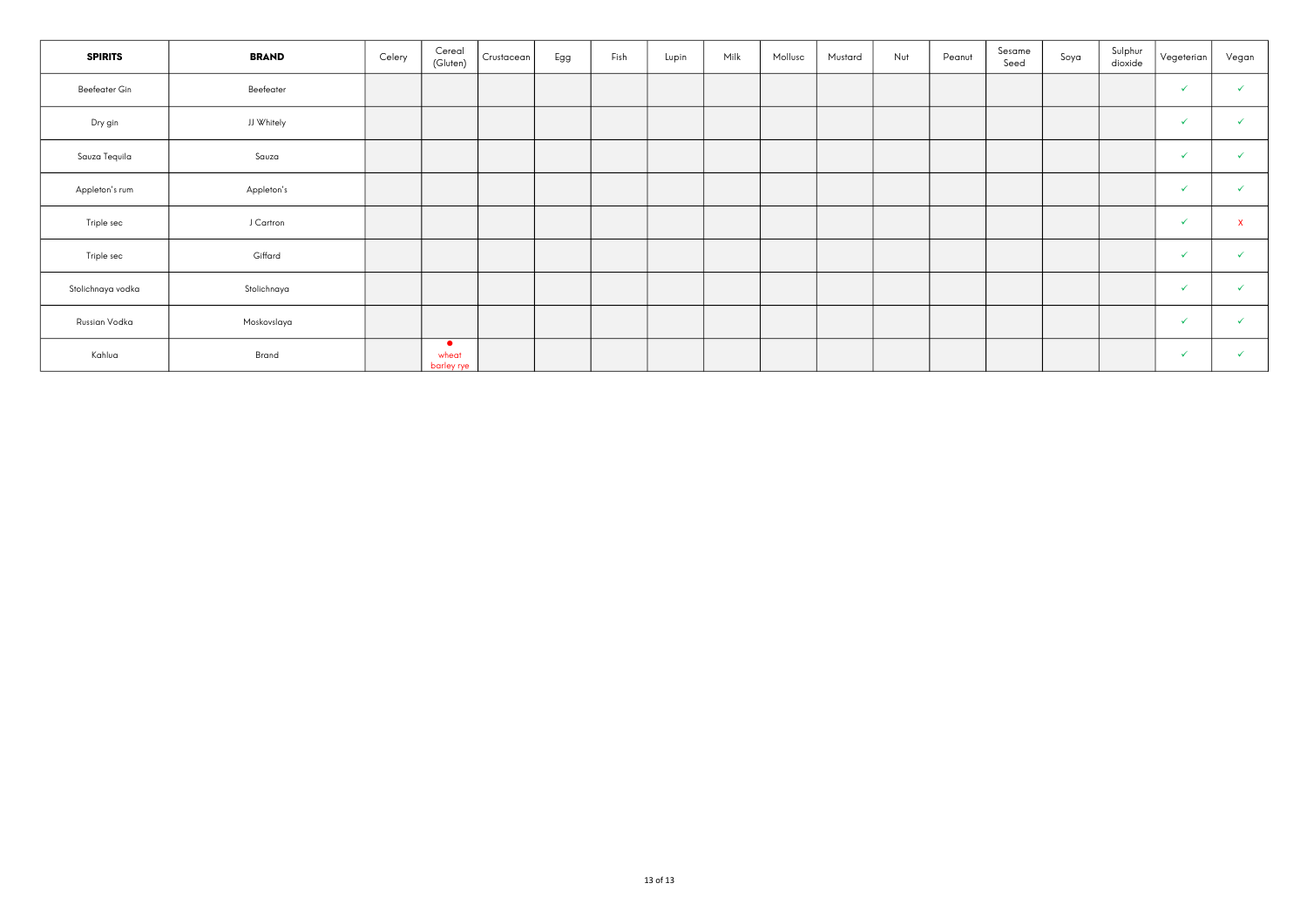| SPIRITS | BRAND | Celery | Cereal (Gluten) | Crustacean | Egg | Fish | Lupin | Milk | Mollusc | Mustard | Nut | Peanut | Sesame Seed | Soya | Sulphur dioxide | Vegeterian | Vegan |
|---|---|---|---|---|---|---|---|---|---|---|---|---|---|---|---|---|---|
| Beefeater Gin | Beefeater | | | | | | | | | | | | | | | ✓ | ✓ |
| Dry gin | JJ Whitely | | | | | | | | | | | | | | | ✓ | ✓ |
| Sauza Tequila | Sauza | | | | | | | | | | | | | | | ✓ | ✓ |
| Appleton's rum | Appleton's | | | | | | | | | | | | | | | ✓ | ✓ |
| Triple sec | J Cartron | | | | | | | | | | | | | | | ✓ | X |
| Triple sec | Giffard | | | | | | | | | | | | | | | ✓ | ✓ |
| Stolichnaya vodka | Stolichnaya | | | | | | | | | | | | | | | ✓ | ✓ |
| Russian Vodka | Moskovslaya | | | | | | | | | | | | | | | ✓ | ✓ |
| Kahlua | Brand | | ● wheat barley rye | | | | | | | | | | | | | ✓ | ✓ |